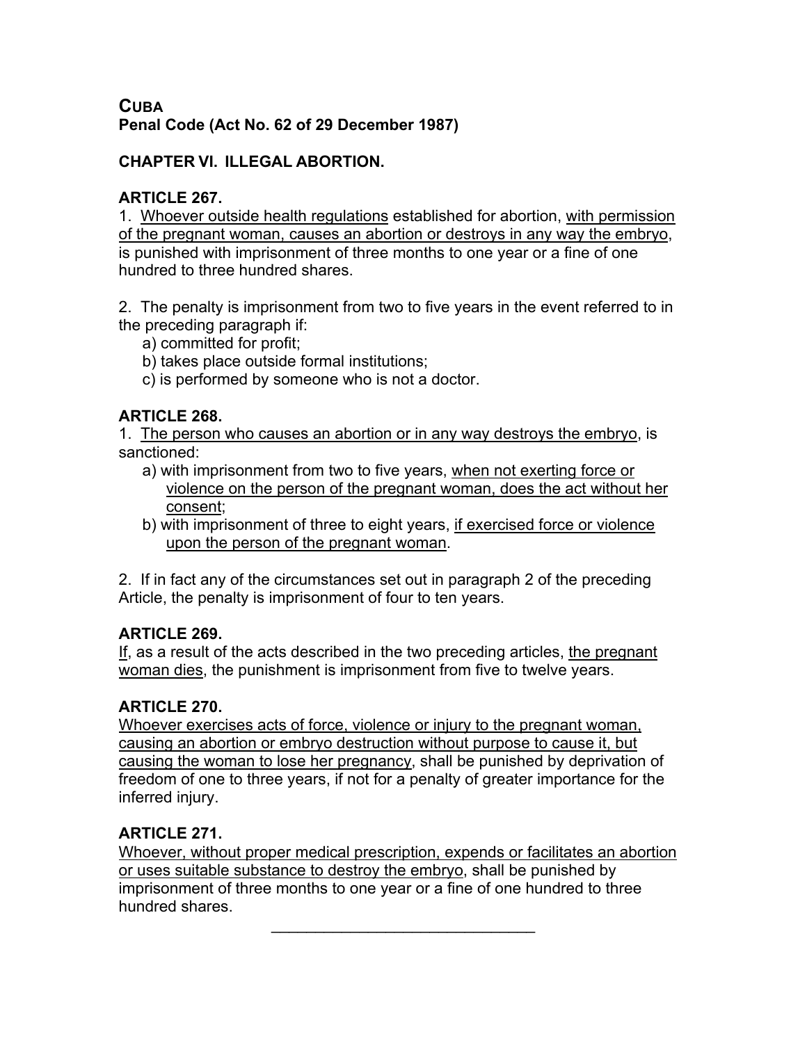**CUBA**
**Penal Code (Act No. 62 of 29 December 1987)**

## CHAPTER VI. ILLEGAL ABORTION.

### ARTICLE 267.

1. Whoever outside health regulations established for abortion, with permission of the pregnant woman, causes an abortion or destroys in any way the embryo, is punished with imprisonment of three months to one year or a fine of one hundred to three hundred shares.

2. The penalty is imprisonment from two to five years in the event referred to in the preceding paragraph if:
   a) committed for profit;
   b) takes place outside formal institutions;
   c) is performed by someone who is not a doctor.

### ARTICLE 268.

1. The person who causes an abortion or in any way destroys the embryo, is sanctioned:
   a) with imprisonment from two to five years, when not exerting force or violence on the person of the pregnant woman, does the act without her consent;
   b) with imprisonment of three to eight years, if exercised force or violence upon the person of the pregnant woman.

2. If in fact any of the circumstances set out in paragraph 2 of the preceding Article, the penalty is imprisonment of four to ten years.

### ARTICLE 269.

If, as a result of the acts described in the two preceding articles, the pregnant woman dies, the punishment is imprisonment from five to twelve years.

### ARTICLE 270.

Whoever exercises acts of force, violence or injury to the pregnant woman, causing an abortion or embryo destruction without purpose to cause it, but causing the woman to lose her pregnancy, shall be punished by deprivation of freedom of one to three years, if not for a penalty of greater importance for the inferred injury.

### ARTICLE 271.

Whoever, without proper medical prescription, expends or facilitates an abortion or uses suitable substance to destroy the embryo, shall be punished by imprisonment of three months to one year or a fine of one hundred to three hundred shares.

---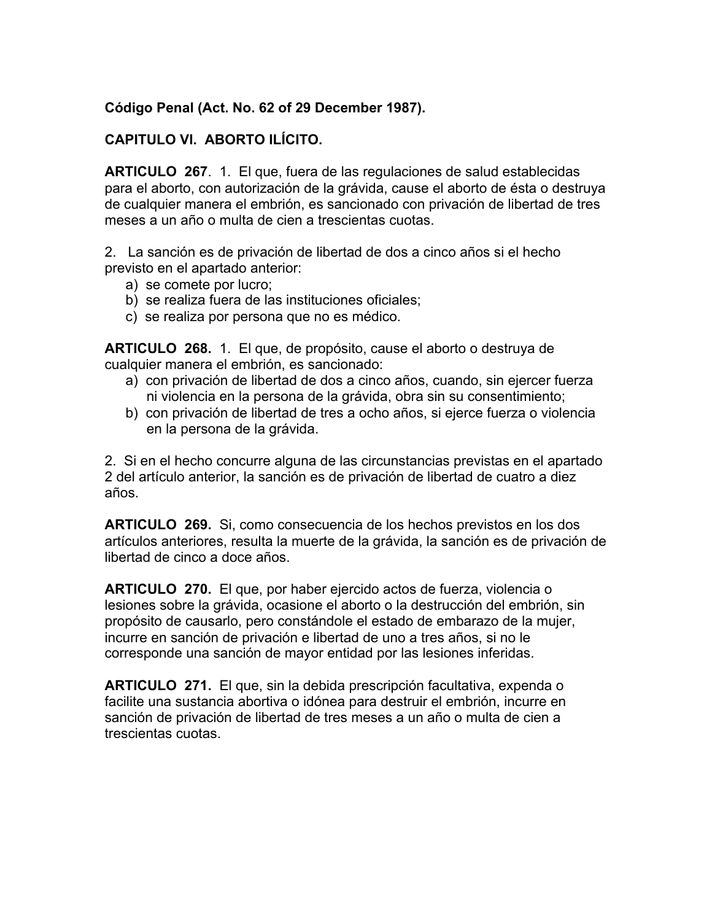**Código Penal (Act. No. 62 of 29 December 1987).**

**CAPITULO VI. ABORTO ILÍCITO.**

**ARTICULO 267**. 1. El que, fuera de las regulaciones de salud establecidas para el aborto, con autorización de la grávida, cause el aborto de ésta o destruya de cualquier manera el embrión, es sancionado con privación de libertad de tres meses a un año o multa de cien a trescientas cuotas.

2. La sanción es de privación de libertad de dos a cinco años si el hecho previsto en el apartado anterior:

a) se comete por lucro;
b) se realiza fuera de las instituciones oficiales;
c) se realiza por persona que no es médico.

**ARTICULO 268.** 1. El que, de propósito, cause el aborto o destruya de cualquier manera el embrión, es sancionado:

a) con privación de libertad de dos a cinco años, cuando, sin ejercer fuerza ni violencia en la persona de la grávida, obra sin su consentimiento;
b) con privación de libertad de tres a ocho años, si ejerce fuerza o violencia en la persona de la grávida.

2. Si en el hecho concurre alguna de las circunstancias previstas en el apartado 2 del artículo anterior, la sanción es de privación de libertad de cuatro a diez años.

**ARTICULO 269.** Si, como consecuencia de los hechos previstos en los dos artículos anteriores, resulta la muerte de la grávida, la sanción es de privación de libertad de cinco a doce años.

**ARTICULO 270.** El que, por haber ejercido actos de fuerza, violencia o lesiones sobre la grávida, ocasione el aborto o la destrucción del embrión, sin propósito de causarlo, pero constándole el estado de embarazo de la mujer, incurre en sanción de privación e libertad de uno a tres años, si no le corresponde una sanción de mayor entidad por las lesiones inferidas.

**ARTICULO 271.** El que, sin la debida prescripción facultativa, expenda o facilite una sustancia abortiva o idónea para destruir el embrión, incurre en sanción de privación de libertad de tres meses a un año o multa de cien a trescientas cuotas.